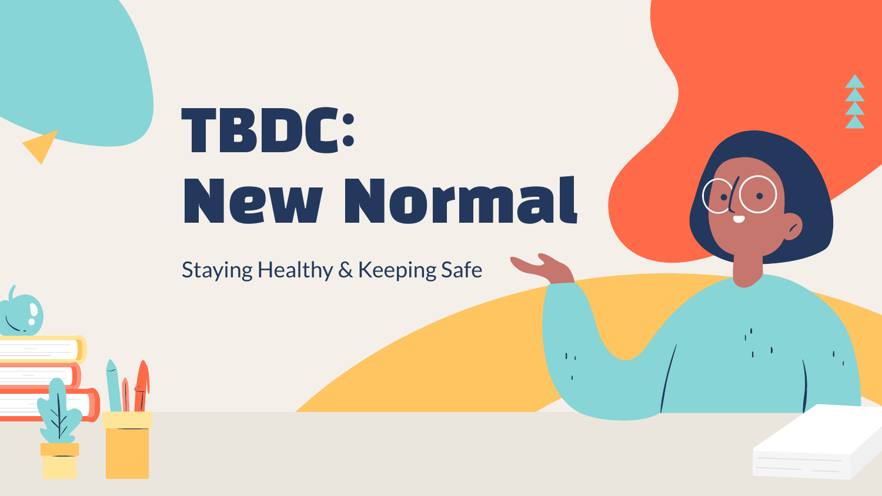# TBDC: New Normal

Staying Healthy & Keeping Safe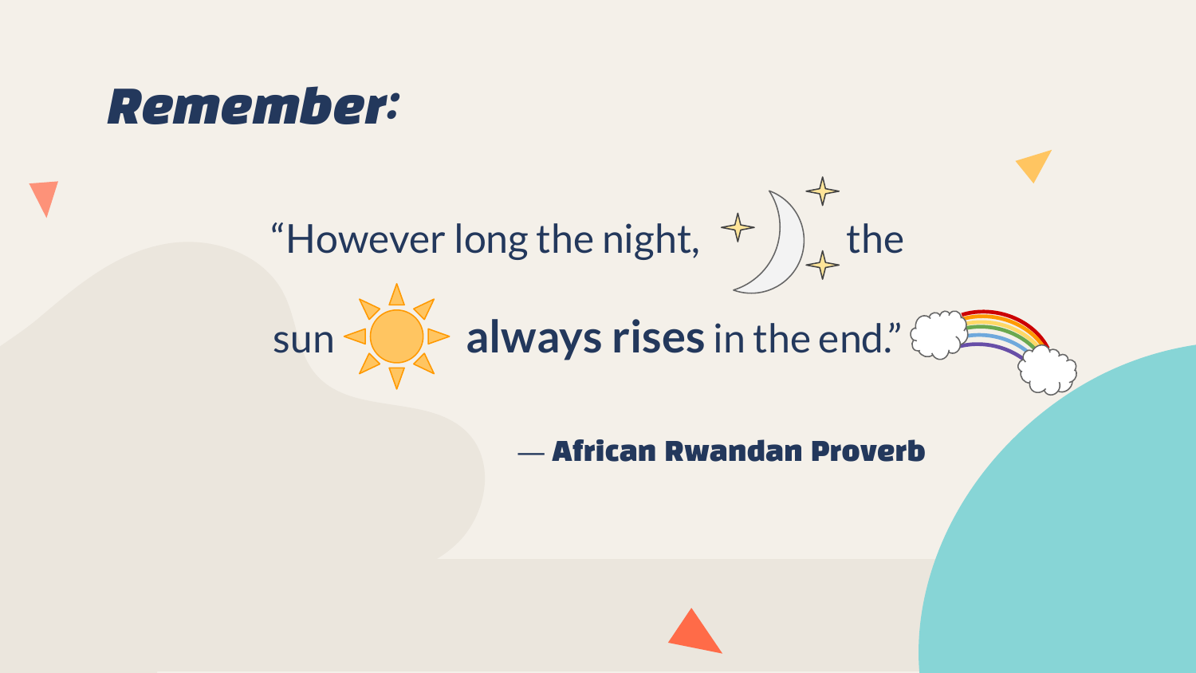# *Remember:*

“However long the night, the sun **always rises** in the end.”

— **African Rwandan Proverb**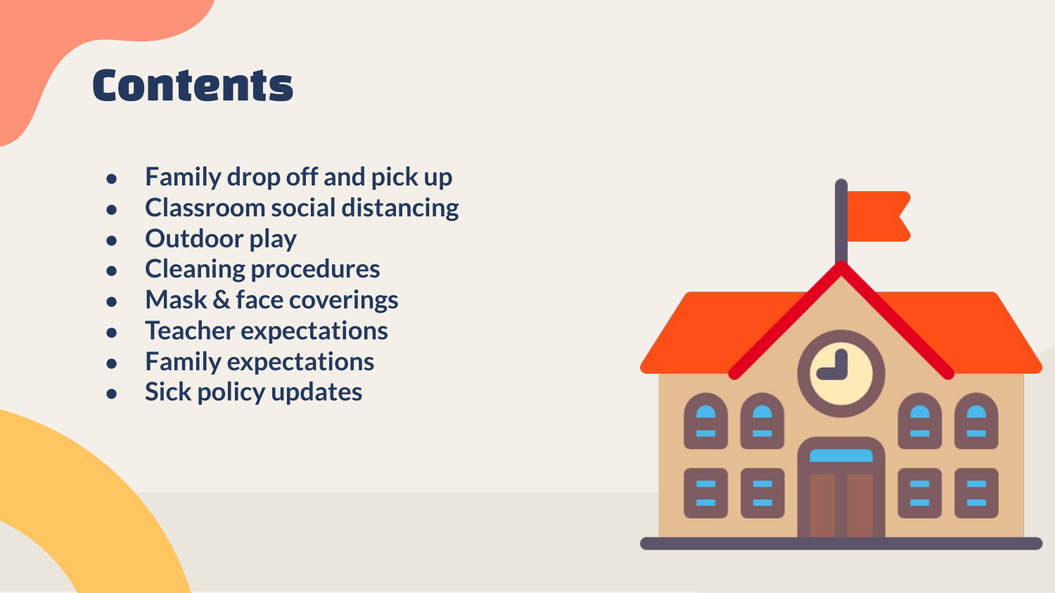# Contents

- Family drop off and pick up
- Classroom social distancing
- Outdoor play
- Cleaning procedures
- Mask & face coverings
- Teacher expectations
- Family expectations
- Sick policy updates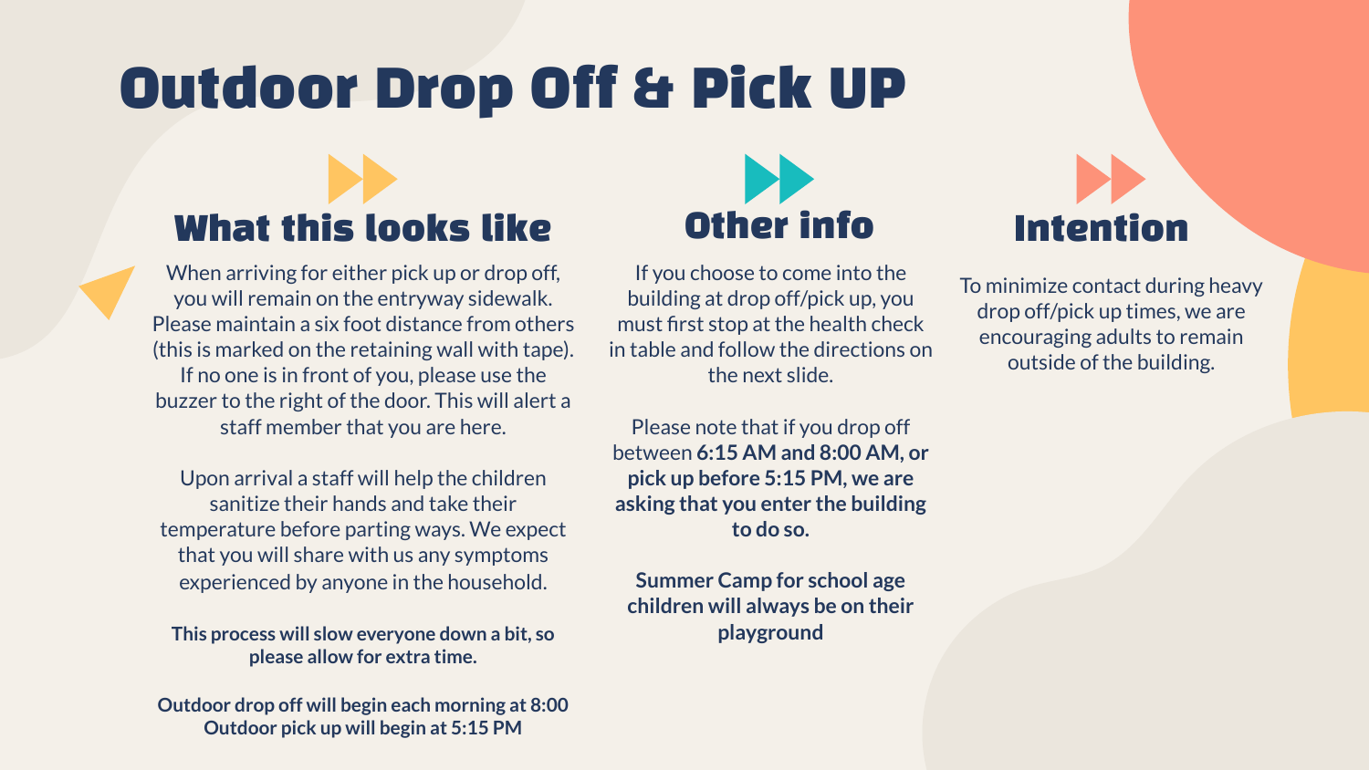# Outdoor Drop Off & Pick UP

## What this looks like

When arriving for either pick up or drop off, you will remain on the entryway sidewalk. Please maintain a six foot distance from others (this is marked on the retaining wall with tape). If no one is in front of you, please use the buzzer to the right of the door. This will alert a staff member that you are here.

Upon arrival a staff will help the children sanitize their hands and take their temperature before parting ways. We expect that you will share with us any symptoms experienced by anyone in the household.

**This process will slow everyone down a bit, so please allow for extra time.**

**Outdoor drop off will begin each morning at 8:00**
**Outdoor pick up will begin at 5:15 PM**

## Other info

If you choose to come into the building at drop off/pick up, you must first stop at the health check in table and follow the directions on the next slide.

Please note that if you drop off between **6:15 AM and 8:00 AM, or pick up before 5:15 PM, we are asking that you enter the building to do so.**

**Summer Camp for school age children will always be on their playground**

## Intention

To minimize contact during heavy drop off/pick up times, we are encouraging adults to remain outside of the building.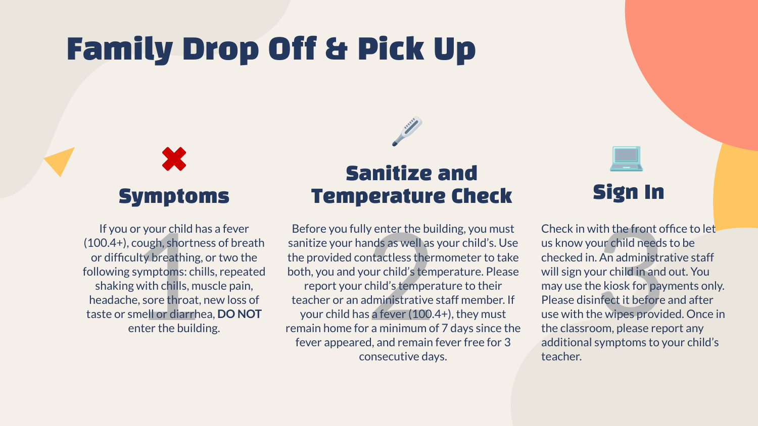# Family Drop Off & Pick Up

## 1. Symptoms

If you or your child has a fever (100.4+), cough, shortness of breath or difficulty breathing, or two the following symptoms: chills, repeated shaking with chills, muscle pain, headache, sore throat, new loss of taste or smell or diarrhea, **DO NOT** enter the building.

## 2. Sanitize and Temperature Check

Before you fully enter the building, you must sanitize your hands as well as your child's. Use the provided contactless thermometer to take both, you and your child's temperature. Please report your child's temperature to their teacher or an administrative staff member. If your child has a fever (100.4+), they must remain home for a minimum of 7 days since the fever appeared, and remain fever free for 3 consecutive days.

## 3. Sign In

Check in with the front office to let us know your child needs to be checked in. An administrative staff will sign your child in and out. You may use the kiosk for payments only. Please disinfect it before and after use with the wipes provided. Once in the classroom, please report any additional symptoms to your child's teacher.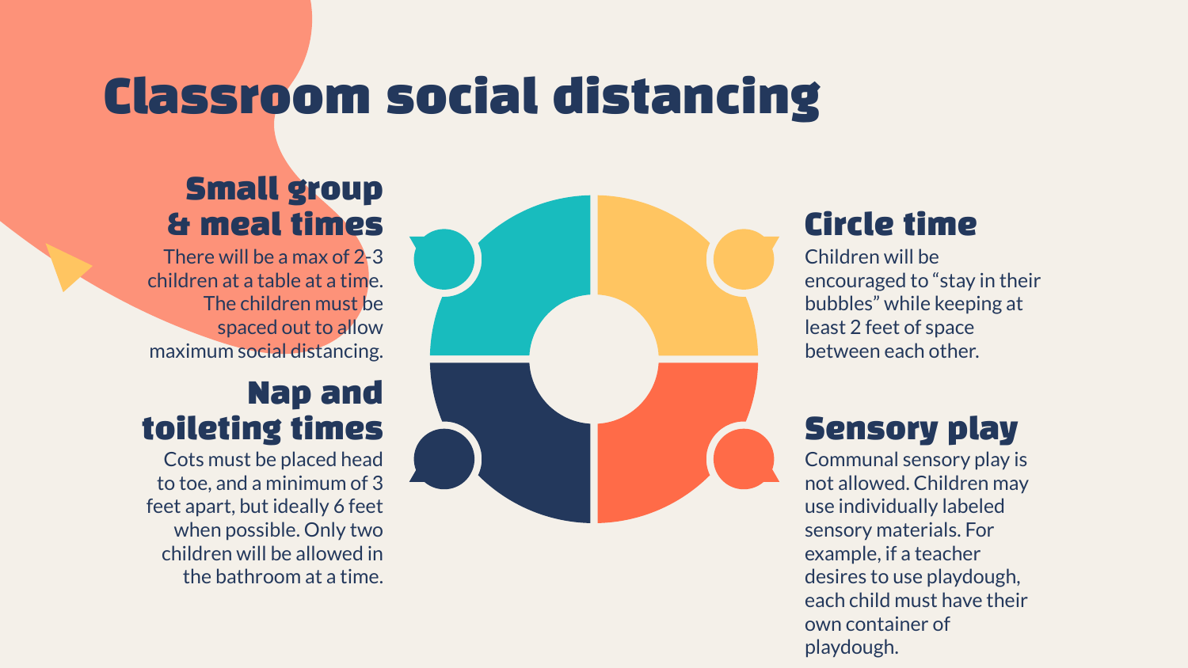# Classroom social distancing

## Small group & meal times

There will be a max of 2-3 children at a table at a time. The children must be spaced out to allow maximum social distancing.

## Nap and toileting times

Cots must be placed head to toe, and a minimum of 3 feet apart, but ideally 6 feet when possible. Only two children will be allowed in the bathroom at a time.

## Circle time

Children will be encouraged to “stay in their bubbles” while keeping at least 2 feet of space between each other.

## Sensory play

Communal sensory play is not allowed. Children may use individually labeled sensory materials. For example, if a teacher desires to use playdough, each child must have their own container of playdough.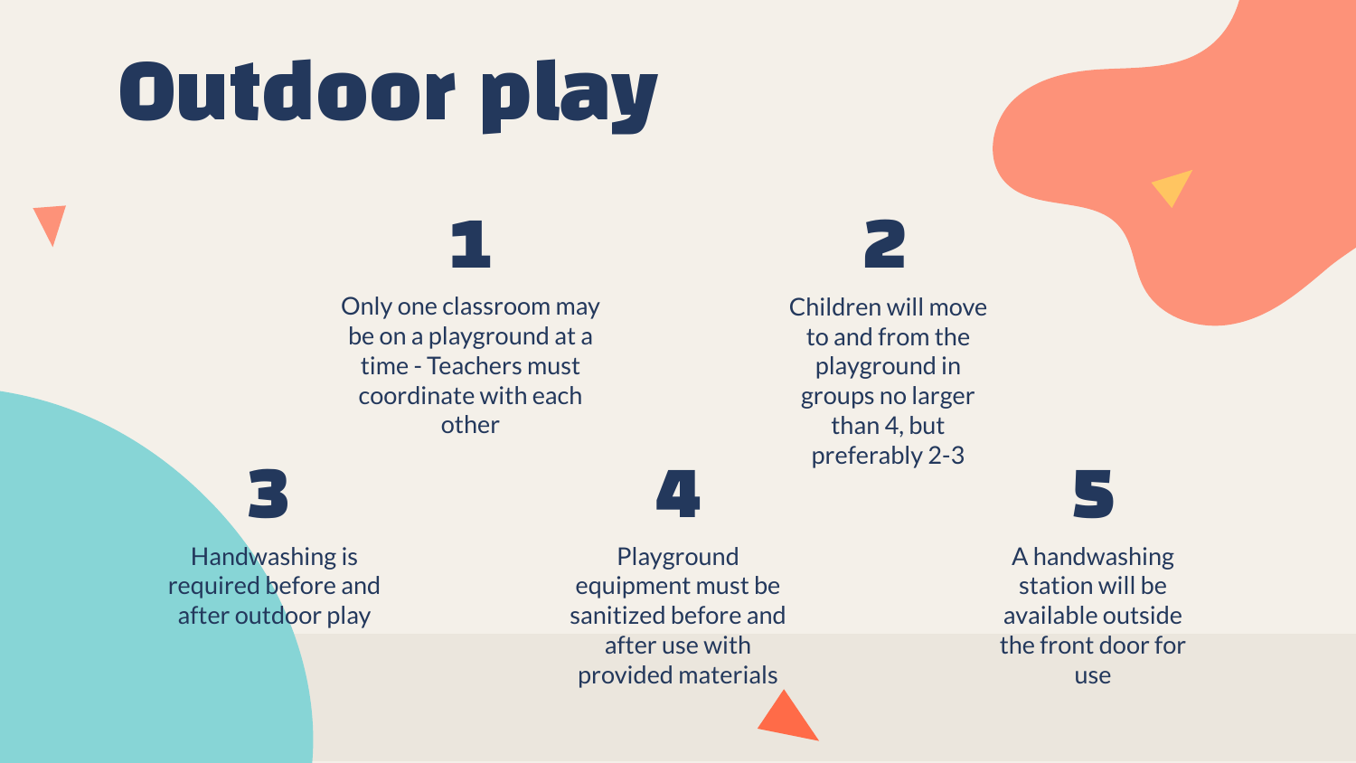# Outdoor play

1. Only one classroom may be on a playground at a time - Teachers must coordinate with each other
2. Children will move to and from the playground in groups no larger than 4, but preferably 2-3
3. Handwashing is required before and after outdoor play
4. Playground equipment must be sanitized before and after use with provided materials
5. A handwashing station will be available outside the front door for use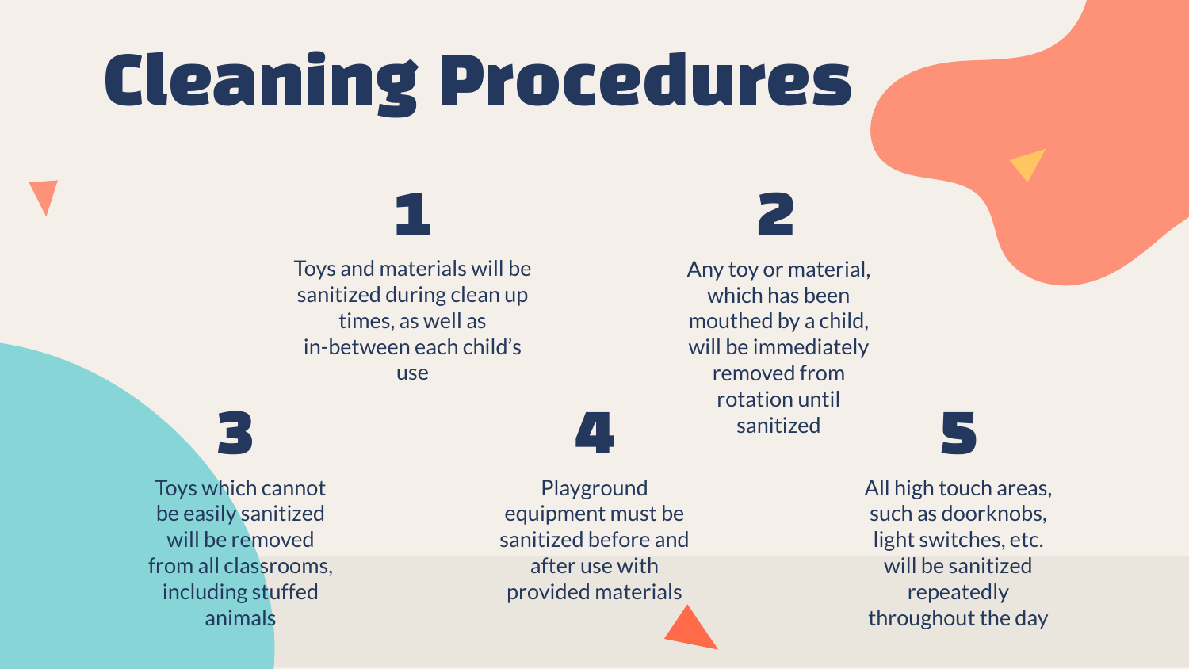# Cleaning Procedures

1. Toys and materials will be sanitized during clean up times, as well as in-between each child's use

2. Any toy or material, which has been mouthed by a child, will be immediately removed from rotation until sanitized

3. Toys which cannot be easily sanitized will be removed from all classrooms, including stuffed animals

4. Playground equipment must be sanitized before and after use with provided materials

5. All high touch areas, such as doorknobs, light switches, etc. will be sanitized repeatedly throughout the day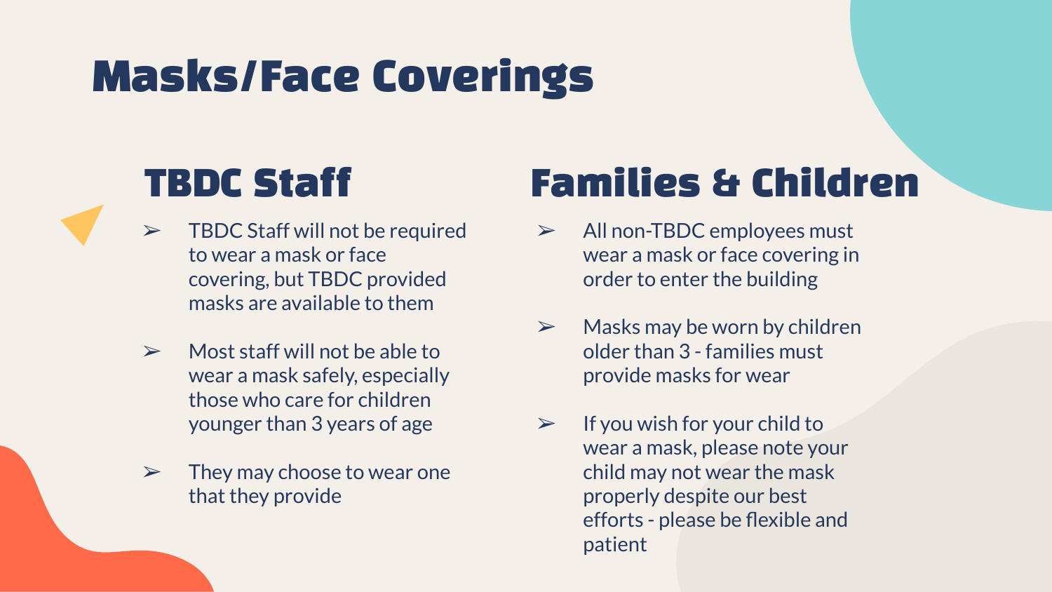# Masks/Face Coverings

## TBDC Staff

- TBDC Staff will not be required to wear a mask or face covering, but TBDC provided masks are available to them
- Most staff will not be able to wear a mask safely, especially those who care for children younger than 3 years of age
- They may choose to wear one that they provide

## Families & Children

- All non-TBDC employees must wear a mask or face covering in order to enter the building
- Masks may be worn by children older than 3 - families must provide masks for wear
- If you wish for your child to wear a mask, please note your child may not wear the mask properly despite our best efforts - please be flexible and patient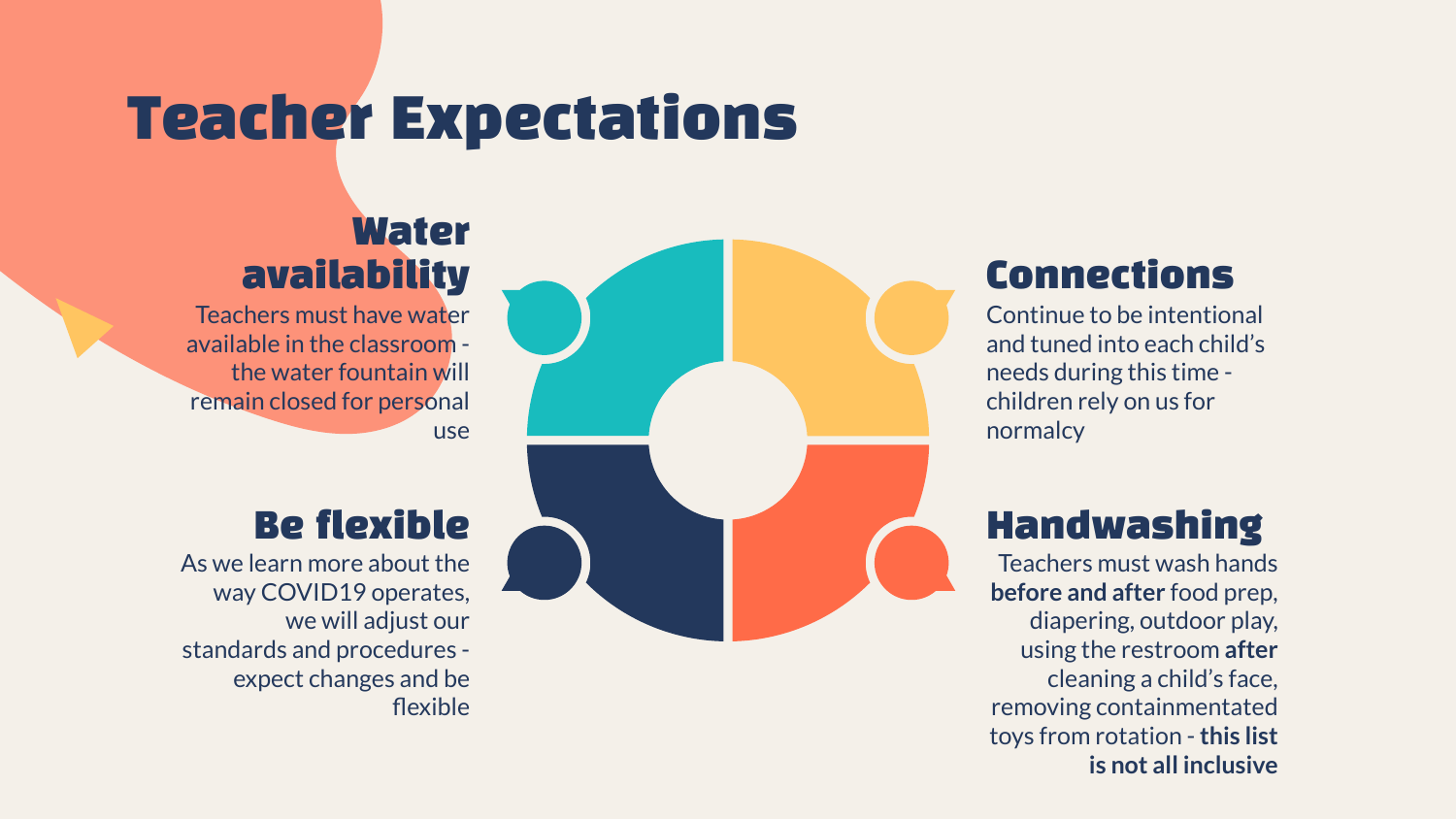# Teacher Expectations

## Water availability

Teachers must have water available in the classroom - the water fountain will remain closed for personal use

## Connections

Continue to be intentional and tuned into each child's needs during this time - children rely on us for normalcy

## Be flexible

As we learn more about the way COVID19 operates, we will adjust our standards and procedures - expect changes and be flexible

## Handwashing

Teachers must wash hands **before and after** food prep, diapering, outdoor play, using the restroom **after** cleaning a child's face, removing containmentated toys from rotation - **this list is not all inclusive**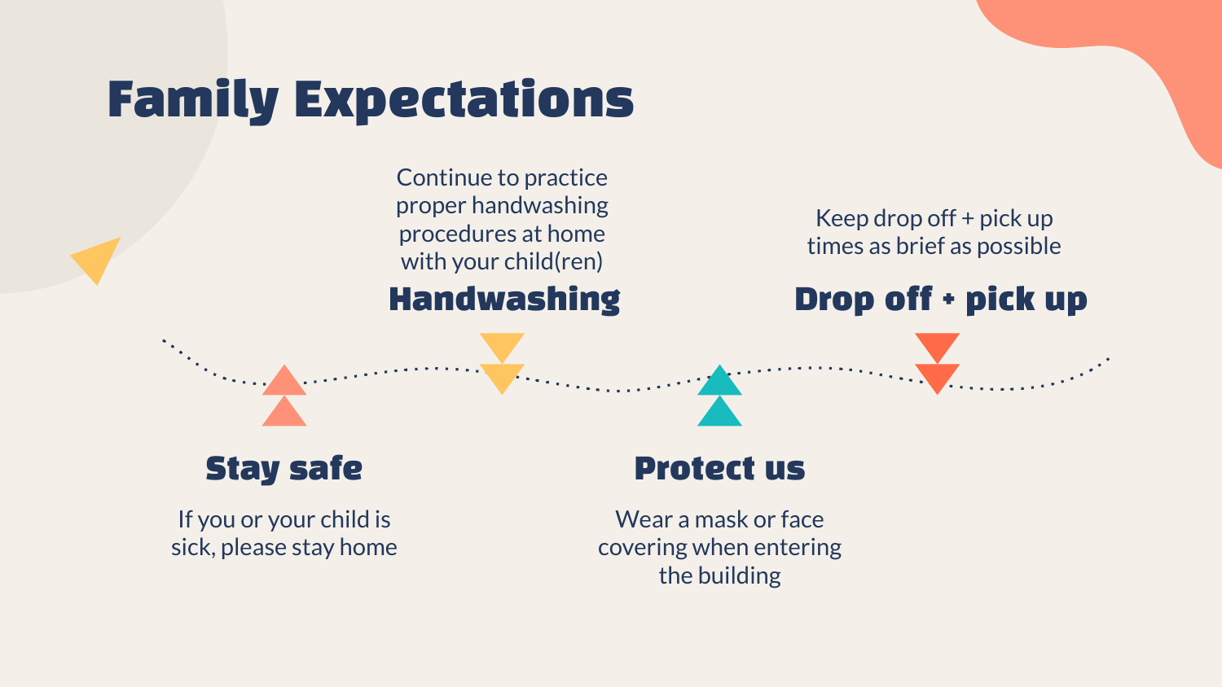# Family Expectations

### Stay safe

If you or your child is sick, please stay home

### Handwashing

Continue to practice proper handwashing procedures at home with your child(ren)

### Protect us

Wear a mask or face covering when entering the building

### Drop off + pick up

Keep drop off + pick up times as brief as possible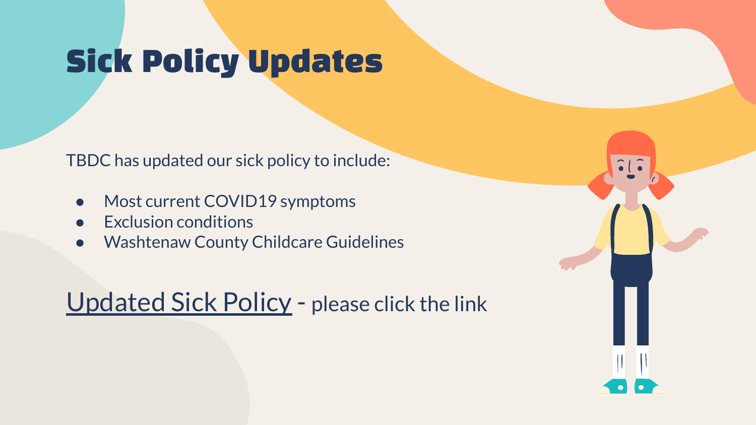# Sick Policy Updates

TBDC has updated our sick policy to include:

- Most current COVID19 symptoms
- Exclusion conditions
- Washtenaw County Childcare Guidelines

Updated Sick Policy - please click the link